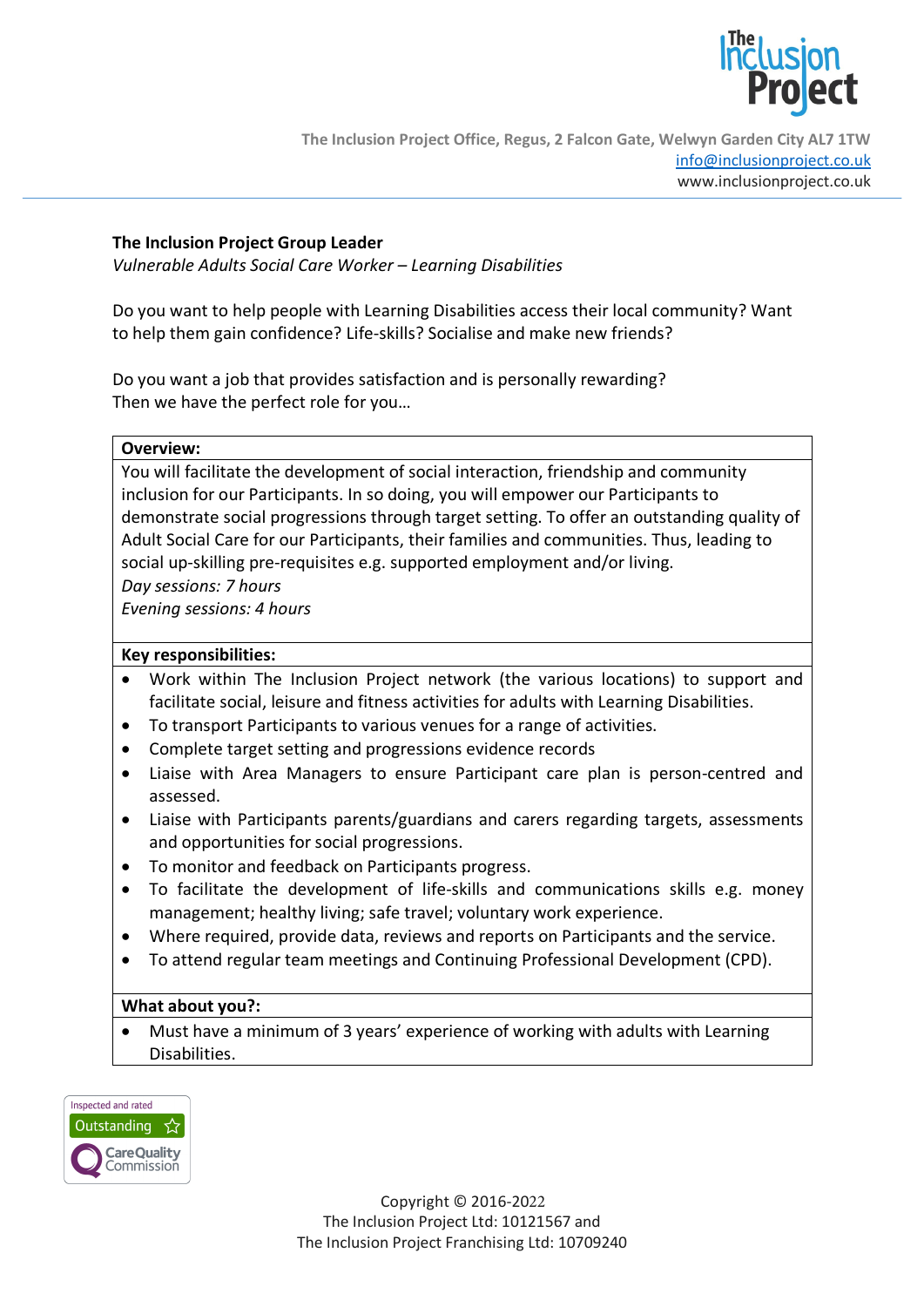The Inclusion Project Office, Regus, 2 Falcon Gate, Welwyn Garden City AL7 1TW
info@inclusionproject.co.uk
www.inclusionproject.co.uk

**The Inclusion Project Group Leader**
*Vulnerable Adults Social Care Worker – Learning Disabilities*

Do you want to help people with Learning Disabilities access their local community? Want to help them gain confidence? Life-skills? Socialise and make new friends?

Do you want a job that provides satisfaction and is personally rewarding?
Then we have the perfect role for you…

**Overview:**

You will facilitate the development of social interaction, friendship and community inclusion for our Participants. In so doing, you will empower our Participants to demonstrate social progressions through target setting. To offer an outstanding quality of Adult Social Care for our Participants, their families and communities. Thus, leading to social up-skilling pre-requisites e.g. supported employment and/or living.
*Day sessions: 7 hours*
*Evening sessions: 4 hours*

**Key responsibilities:**

- Work within The Inclusion Project network (the various locations) to support and facilitate social, leisure and fitness activities for adults with Learning Disabilities.
- To transport Participants to various venues for a range of activities.
- Complete target setting and progressions evidence records
- Liaise with Area Managers to ensure Participant care plan is person-centred and assessed.
- Liaise with Participants parents/guardians and carers regarding targets, assessments and opportunities for social progressions.
- To monitor and feedback on Participants progress.
- To facilitate the development of life-skills and communications skills e.g. money management; healthy living; safe travel; voluntary work experience.
- Where required, provide data, reviews and reports on Participants and the service.
- To attend regular team meetings and Continuing Professional Development (CPD).

**What about you?:**

- Must have a minimum of 3 years' experience of working with adults with Learning Disabilities.

Inspected and rated Outstanding – Care Quality Commission

Copyright © 2016-2022
The Inclusion Project Ltd: 10121567 and
The Inclusion Project Franchising Ltd: 10709240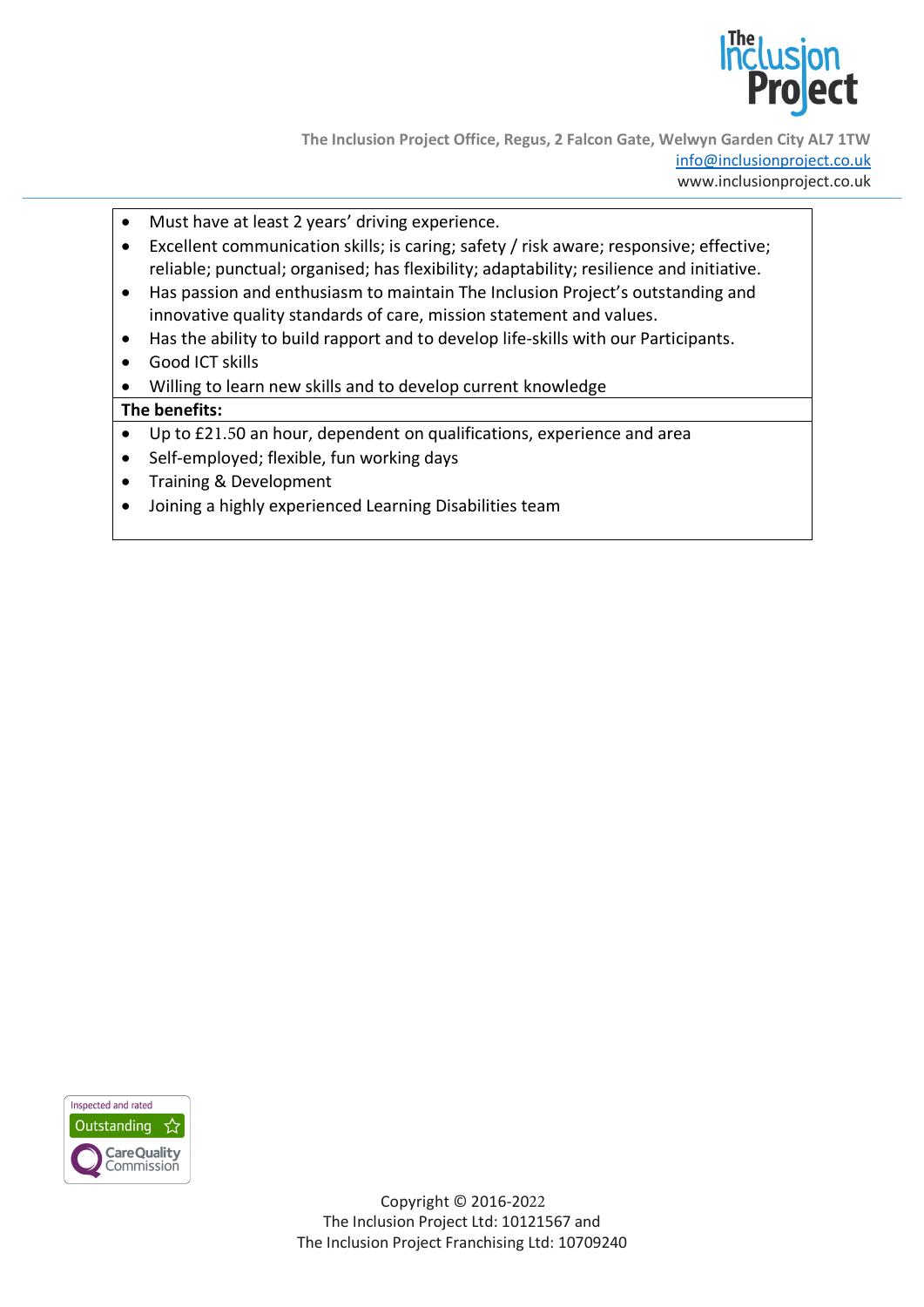- Must have at least 2 years' driving experience.
- Excellent communication skills; is caring; safety / risk aware; responsive; effective; reliable; punctual; organised; has flexibility; adaptability; resilience and initiative.
- Has passion and enthusiasm to maintain The Inclusion Project's outstanding and innovative quality standards of care, mission statement and values.
- Has the ability to build rapport and to develop life-skills with our Participants.
- Good ICT skills
- Willing to learn new skills and to develop current knowledge

**The benefits:**

- Up to £21.50 an hour, dependent on qualifications, experience and area
- Self-employed; flexible, fun working days
- Training & Development
- Joining a highly experienced Learning Disabilities team